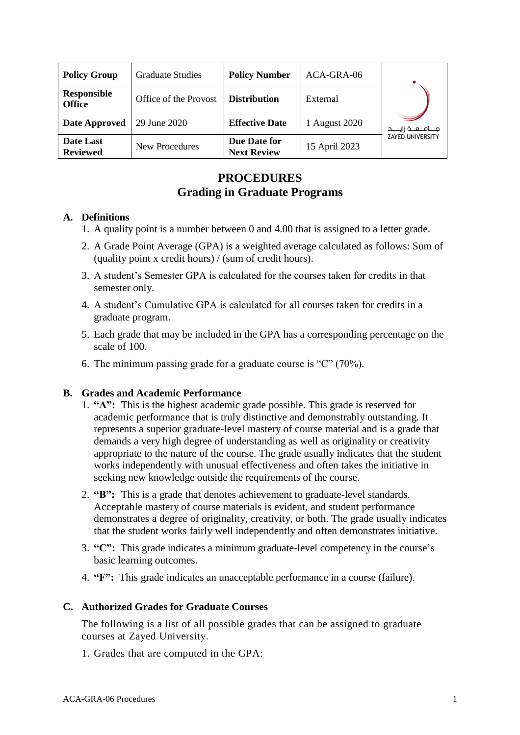| Policy Group | Graduate Studies | Policy Number | ACA-GRA-06 | جـامـعـة زايـد ZAYED UNIVERSITY |
|---|---|---|---|---|
| Responsible Office | Office of the Provost | Distribution | External | |
| Date Approved | 29 June 2020 | Effective Date | 1 August 2020 | |
| Date Last Reviewed | New Procedures | Due Date for Next Review | 15 April 2023 | |

# PROCEDURES
# Grading in Graduate Programs

## A. Definitions

1. A quality point is a number between 0 and 4.00 that is assigned to a letter grade.
2. A Grade Point Average (GPA) is a weighted average calculated as follows: Sum of (quality point x credit hours) / (sum of credit hours).
3. A student's Semester GPA is calculated for the courses taken for credits in that semester only.
4. A student's Cumulative GPA is calculated for all courses taken for credits in a graduate program.
5. Each grade that may be included in the GPA has a corresponding percentage on the scale of 100.
6. The minimum passing grade for a graduate course is "C" (70%).

## B. Grades and Academic Performance

1. **"A":** This is the highest academic grade possible. This grade is reserved for academic performance that is truly distinctive and demonstrably outstanding. It represents a superior graduate-level mastery of course material and is a grade that demands a very high degree of understanding as well as originality or creativity appropriate to the nature of the course. The grade usually indicates that the student works independently with unusual effectiveness and often takes the initiative in seeking new knowledge outside the requirements of the course.
2. **"B":** This is a grade that denotes achievement to graduate-level standards. Acceptable mastery of course materials is evident, and student performance demonstrates a degree of originality, creativity, or both. The grade usually indicates that the student works fairly well independently and often demonstrates initiative.
3. **"C":** This grade indicates a minimum graduate-level competency in the course's basic learning outcomes.
4. **"F":** This grade indicates an unacceptable performance in a course (failure).

## C. Authorized Grades for Graduate Courses

The following is a list of all possible grades that can be assigned to graduate courses at Zayed University.

1. Grades that are computed in the GPA: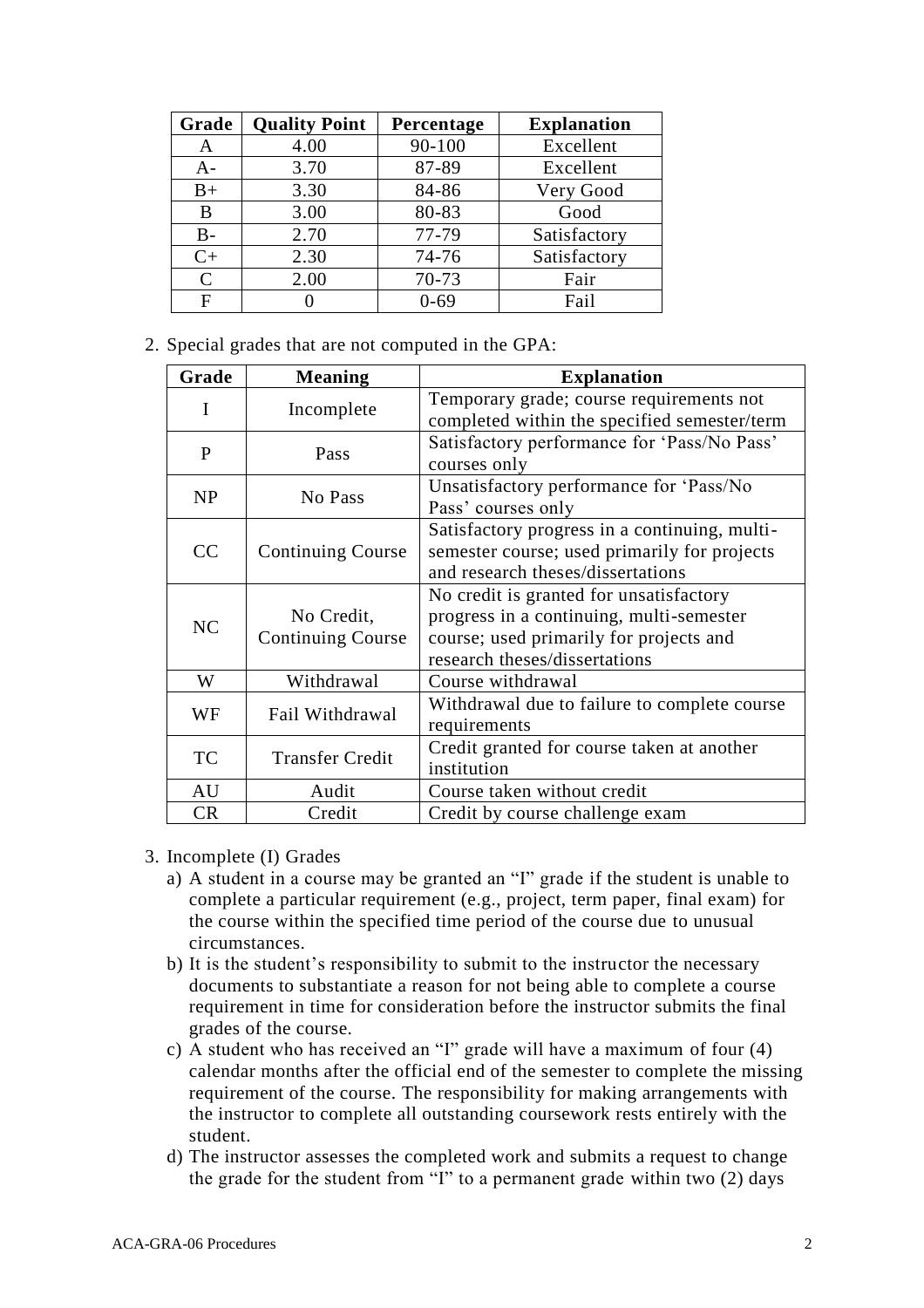| Grade | Quality Point | Percentage | Explanation |
|---|---|---|---|
| A | 4.00 | 90-100 | Excellent |
| A- | 3.70 | 87-89 | Excellent |
| B+ | 3.30 | 84-86 | Very Good |
| B | 3.00 | 80-83 | Good |
| B- | 2.70 | 77-79 | Satisfactory |
| C+ | 2.30 | 74-76 | Satisfactory |
| C | 2.00 | 70-73 | Fair |
| F | 0 | 0-69 | Fail |

2. Special grades that are not computed in the GPA:

| Grade | Meaning | Explanation |
|---|---|---|
| I | Incomplete | Temporary grade; course requirements not completed within the specified semester/term |
| P | Pass | Satisfactory performance for 'Pass/No Pass' courses only |
| NP | No Pass | Unsatisfactory performance for 'Pass/No Pass' courses only |
| CC | Continuing Course | Satisfactory progress in a continuing, multi-semester course; used primarily for projects and research theses/dissertations |
| NC | No Credit, Continuing Course | No credit is granted for unsatisfactory progress in a continuing, multi-semester course; used primarily for projects and research theses/dissertations |
| W | Withdrawal | Course withdrawal |
| WF | Fail Withdrawal | Withdrawal due to failure to complete course requirements |
| TC | Transfer Credit | Credit granted for course taken at another institution |
| AU | Audit | Course taken without credit |
| CR | Credit | Credit by course challenge exam |

3. Incomplete (I) Grades
   a) A student in a course may be granted an "I" grade if the student is unable to complete a particular requirement (e.g., project, term paper, final exam) for the course within the specified time period of the course due to unusual circumstances.
   b) It is the student's responsibility to submit to the instructor the necessary documents to substantiate a reason for not being able to complete a course requirement in time for consideration before the instructor submits the final grades of the course.
   c) A student who has received an "I" grade will have a maximum of four (4) calendar months after the official end of the semester to complete the missing requirement of the course. The responsibility for making arrangements with the instructor to complete all outstanding coursework rests entirely with the student.
   d) The instructor assesses the completed work and submits a request to change the grade for the student from "I" to a permanent grade within two (2) days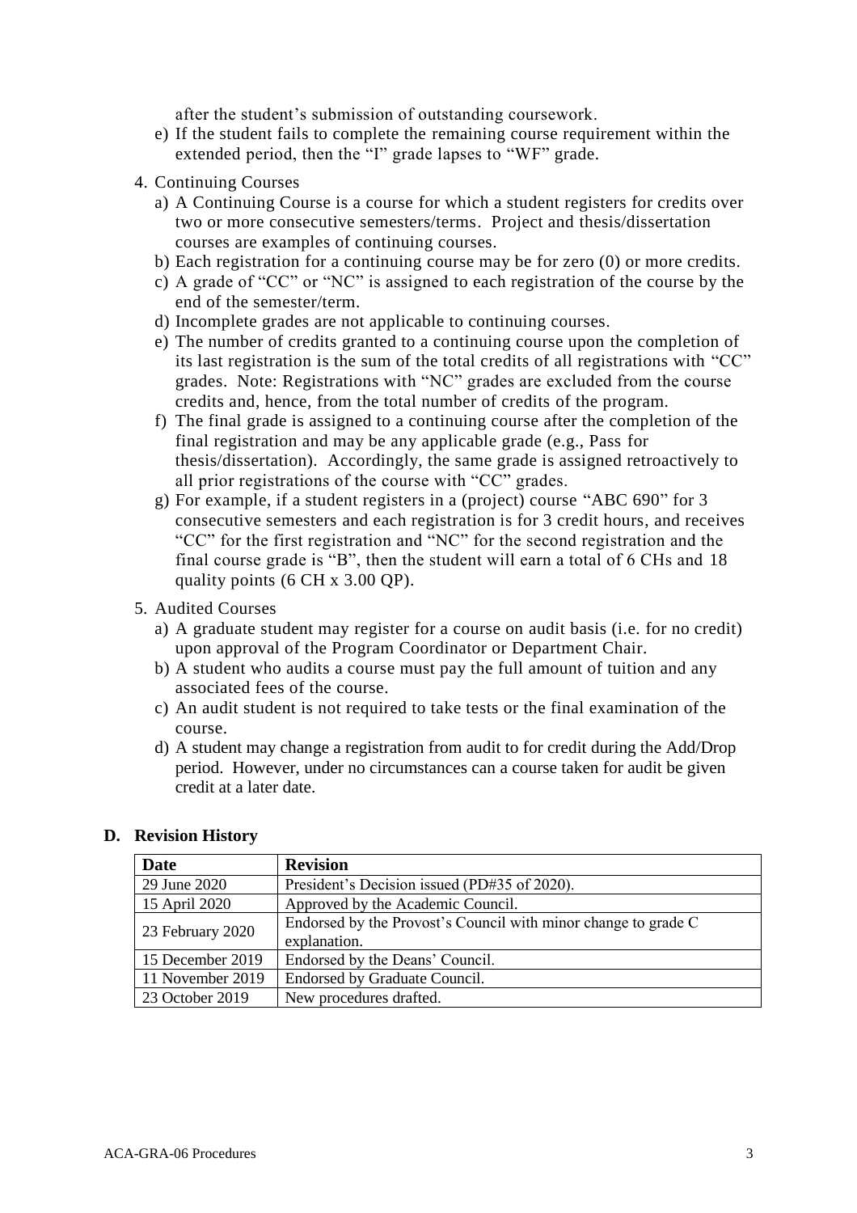after the student's submission of outstanding coursework.

e) If the student fails to complete the remaining course requirement within the extended period, then the "I" grade lapses to "WF" grade.

4. Continuing Courses
   a) A Continuing Course is a course for which a student registers for credits over two or more consecutive semesters/terms. Project and thesis/dissertation courses are examples of continuing courses.
   b) Each registration for a continuing course may be for zero (0) or more credits.
   c) A grade of "CC" or "NC" is assigned to each registration of the course by the end of the semester/term.
   d) Incomplete grades are not applicable to continuing courses.
   e) The number of credits granted to a continuing course upon the completion of its last registration is the sum of the total credits of all registrations with "CC" grades. Note: Registrations with "NC" grades are excluded from the course credits and, hence, from the total number of credits of the program.
   f) The final grade is assigned to a continuing course after the completion of the final registration and may be any applicable grade (e.g., Pass for thesis/dissertation). Accordingly, the same grade is assigned retroactively to all prior registrations of the course with "CC" grades.
   g) For example, if a student registers in a (project) course "ABC 690" for 3 consecutive semesters and each registration is for 3 credit hours, and receives "CC" for the first registration and "NC" for the second registration and the final course grade is "B", then the student will earn a total of 6 CHs and 18 quality points (6 CH x 3.00 QP).

5. Audited Courses
   a) A graduate student may register for a course on audit basis (i.e. for no credit) upon approval of the Program Coordinator or Department Chair.
   b) A student who audits a course must pay the full amount of tuition and any associated fees of the course.
   c) An audit student is not required to take tests or the final examination of the course.
   d) A student may change a registration from audit to for credit during the Add/Drop period. However, under no circumstances can a course taken for audit be given credit at a later date.

## D. Revision History

| Date | Revision |
|---|---|
| 29 June 2020 | President's Decision issued (PD#35 of 2020). |
| 15 April 2020 | Approved by the Academic Council. |
| 23 February 2020 | Endorsed by the Provost's Council with minor change to grade C explanation. |
| 15 December 2019 | Endorsed by the Deans' Council. |
| 11 November 2019 | Endorsed by Graduate Council. |
| 23 October 2019 | New procedures drafted. |